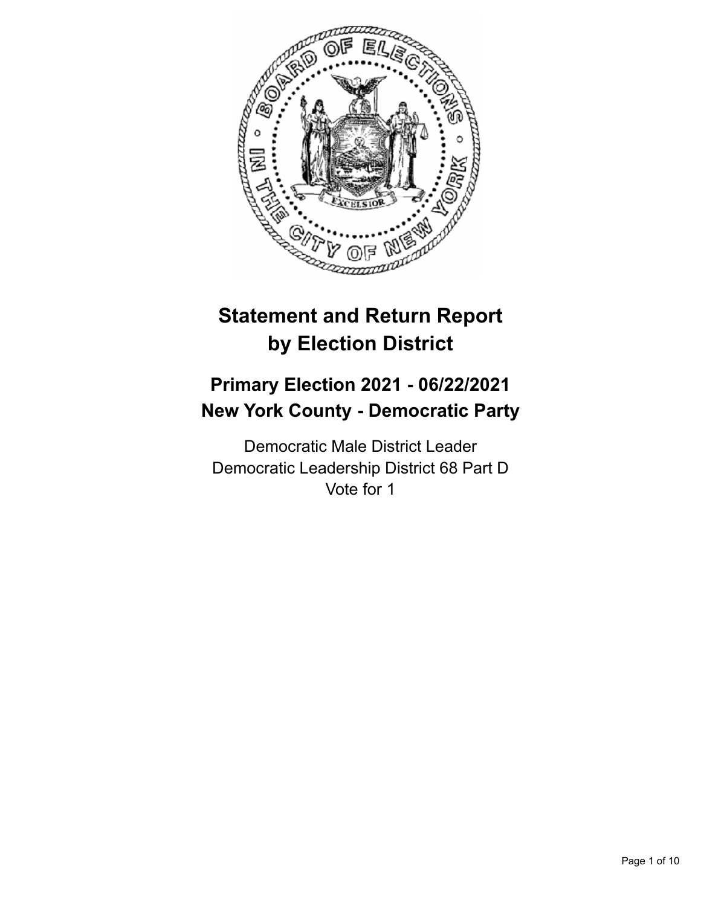# Statement and Return Report by Election District

## Primary Election 2021 - 06/22/2021
## New York County - Democratic Party

Democratic Male District Leader
Democratic Leadership District 68 Part D
Vote for 1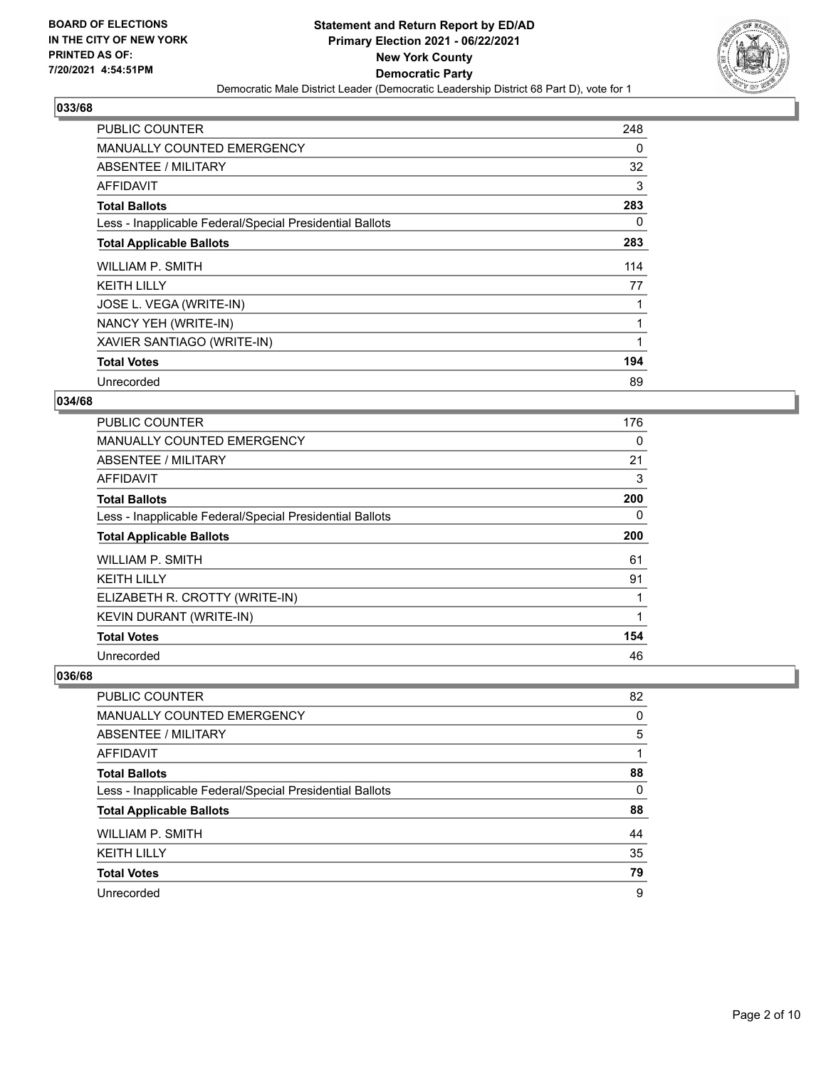**BOARD OF ELECTIONS IN THE CITY OF NEW YORK PRINTED AS OF: 7/20/2021 4:54:51PM**

**Statement and Return Report by ED/AD Primary Election 2021 - 06/22/2021 New York County Democratic Party**

Democratic Male District Leader (Democratic Leadership District 68 Part D), vote for 1

## 033/68

| | |
|---|---|
| PUBLIC COUNTER | 248 |
| MANUALLY COUNTED EMERGENCY | 0 |
| ABSENTEE / MILITARY | 32 |
| AFFIDAVIT | 3 |
| **Total Ballots** | **283** |
| Less - Inapplicable Federal/Special Presidential Ballots | 0 |
| **Total Applicable Ballots** | **283** |
| WILLIAM P. SMITH | 114 |
| KEITH LILLY | 77 |
| JOSE L. VEGA (WRITE-IN) | 1 |
| NANCY YEH (WRITE-IN) | 1 |
| XAVIER SANTIAGO (WRITE-IN) | 1 |
| **Total Votes** | **194** |
| Unrecorded | 89 |

## 034/68

| | |
|---|---|
| PUBLIC COUNTER | 176 |
| MANUALLY COUNTED EMERGENCY | 0 |
| ABSENTEE / MILITARY | 21 |
| AFFIDAVIT | 3 |
| **Total Ballots** | **200** |
| Less - Inapplicable Federal/Special Presidential Ballots | 0 |
| **Total Applicable Ballots** | **200** |
| WILLIAM P. SMITH | 61 |
| KEITH LILLY | 91 |
| ELIZABETH R. CROTTY (WRITE-IN) | 1 |
| KEVIN DURANT (WRITE-IN) | 1 |
| **Total Votes** | **154** |
| Unrecorded | 46 |

## 036/68

| | |
|---|---|
| PUBLIC COUNTER | 82 |
| MANUALLY COUNTED EMERGENCY | 0 |
| ABSENTEE / MILITARY | 5 |
| AFFIDAVIT | 1 |
| **Total Ballots** | **88** |
| Less - Inapplicable Federal/Special Presidential Ballots | 0 |
| **Total Applicable Ballots** | **88** |
| WILLIAM P. SMITH | 44 |
| KEITH LILLY | 35 |
| **Total Votes** | **79** |
| Unrecorded | 9 |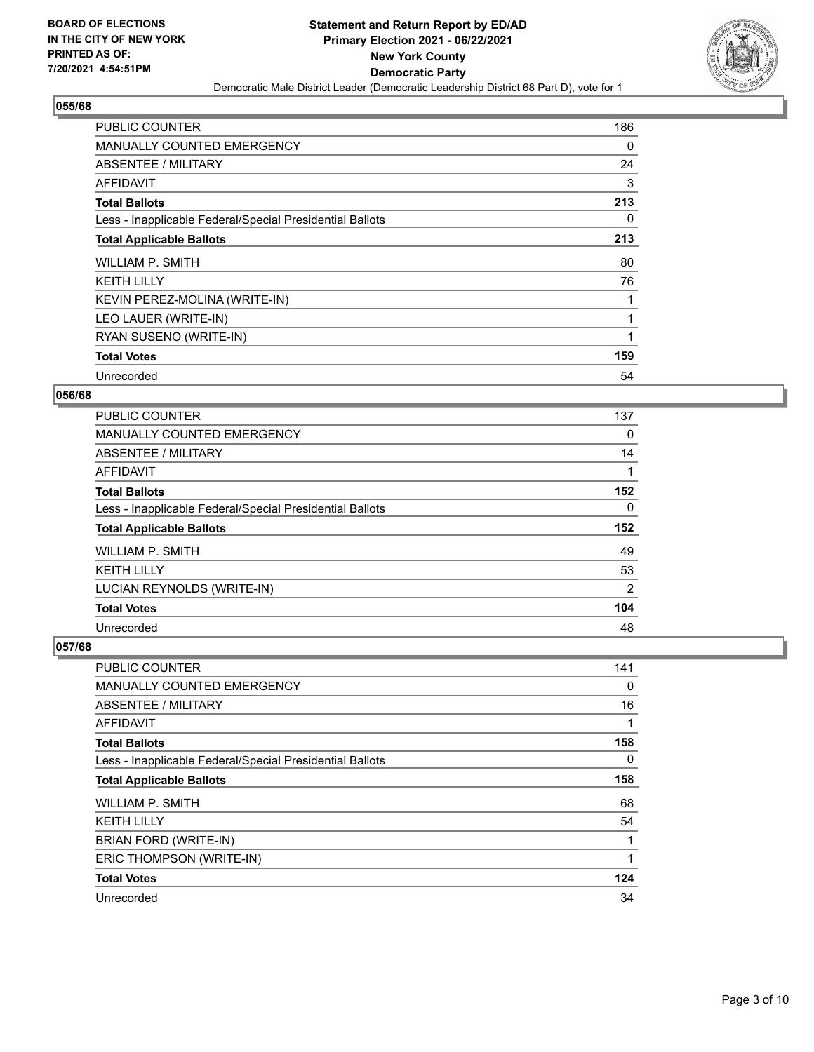BOARD OF ELECTIONS
IN THE CITY OF NEW YORK
PRINTED AS OF:
7/20/2021 4:54:51PM

**Statement and Return Report by ED/AD**
**Primary Election 2021 - 06/22/2021**
**New York County**
**Democratic Party**
Democratic Male District Leader (Democratic Leadership District 68 Part D), vote for 1

### 055/68

| | |
|---|---|
| PUBLIC COUNTER | 186 |
| MANUALLY COUNTED EMERGENCY | 0 |
| ABSENTEE / MILITARY | 24 |
| AFFIDAVIT | 3 |
| **Total Ballots** | **213** |
| Less - Inapplicable Federal/Special Presidential Ballots | 0 |
| **Total Applicable Ballots** | **213** |
| WILLIAM P. SMITH | 80 |
| KEITH LILLY | 76 |
| KEVIN PEREZ-MOLINA (WRITE-IN) | 1 |
| LEO LAUER (WRITE-IN) | 1 |
| RYAN SUSENO (WRITE-IN) | 1 |
| **Total Votes** | **159** |
| Unrecorded | 54 |

### 056/68

| | |
|---|---|
| PUBLIC COUNTER | 137 |
| MANUALLY COUNTED EMERGENCY | 0 |
| ABSENTEE / MILITARY | 14 |
| AFFIDAVIT | 1 |
| **Total Ballots** | **152** |
| Less - Inapplicable Federal/Special Presidential Ballots | 0 |
| **Total Applicable Ballots** | **152** |
| WILLIAM P. SMITH | 49 |
| KEITH LILLY | 53 |
| LUCIAN REYNOLDS (WRITE-IN) | 2 |
| **Total Votes** | **104** |
| Unrecorded | 48 |

### 057/68

| | |
|---|---|
| PUBLIC COUNTER | 141 |
| MANUALLY COUNTED EMERGENCY | 0 |
| ABSENTEE / MILITARY | 16 |
| AFFIDAVIT | 1 |
| **Total Ballots** | **158** |
| Less - Inapplicable Federal/Special Presidential Ballots | 0 |
| **Total Applicable Ballots** | **158** |
| WILLIAM P. SMITH | 68 |
| KEITH LILLY | 54 |
| BRIAN FORD (WRITE-IN) | 1 |
| ERIC THOMPSON (WRITE-IN) | 1 |
| **Total Votes** | **124** |
| Unrecorded | 34 |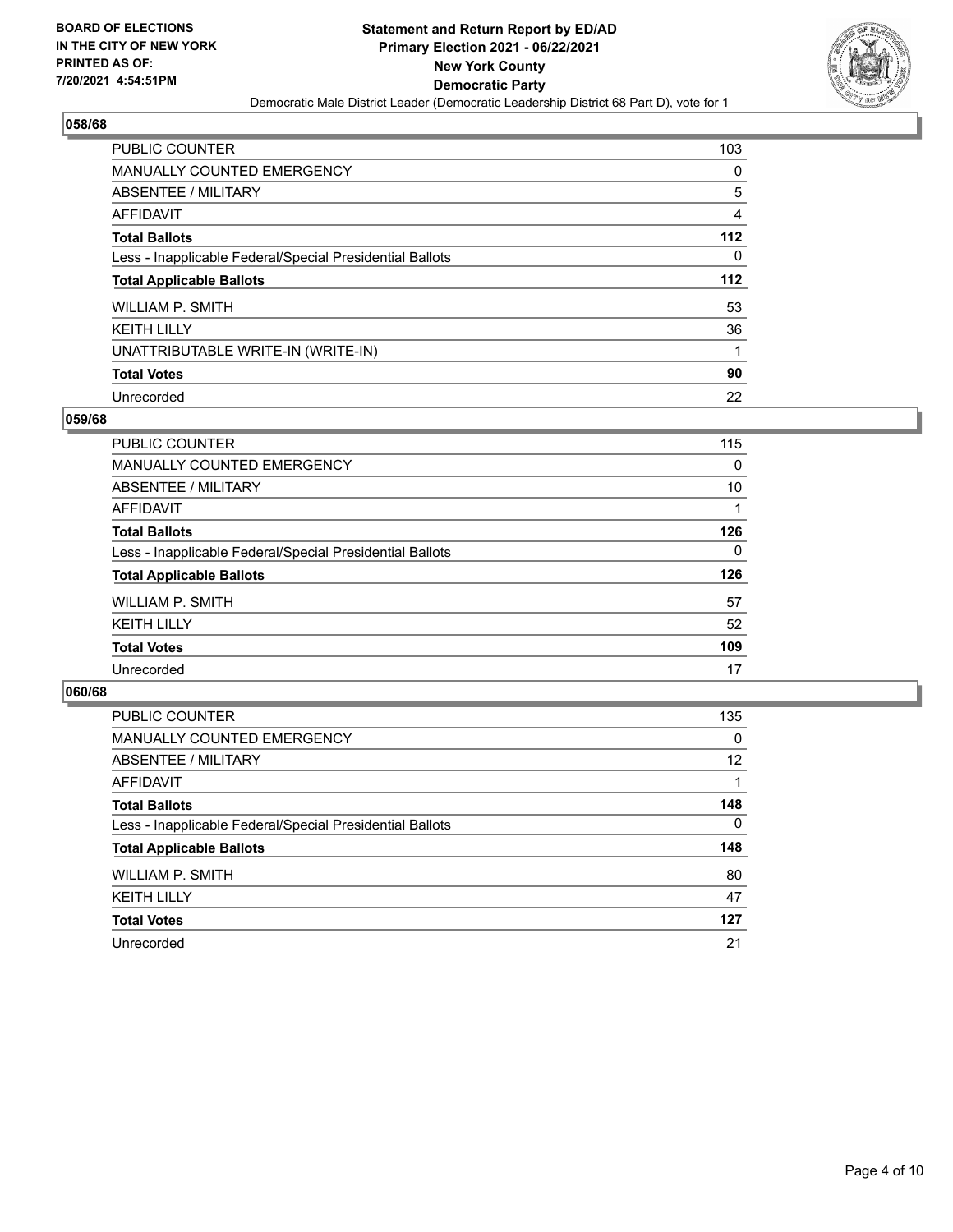**BOARD OF ELECTIONS IN THE CITY OF NEW YORK PRINTED AS OF: 7/20/2021 4:54:51PM**

**Statement and Return Report by ED/AD Primary Election 2021 - 06/22/2021 New York County Democratic Party**

Democratic Male District Leader (Democratic Leadership District 68 Part D), vote for 1

### 058/68

| | |
|---|---|
| PUBLIC COUNTER | 103 |
| MANUALLY COUNTED EMERGENCY | 0 |
| ABSENTEE / MILITARY | 5 |
| AFFIDAVIT | 4 |
| **Total Ballots** | **112** |
| Less - Inapplicable Federal/Special Presidential Ballots | 0 |
| **Total Applicable Ballots** | **112** |
| WILLIAM P. SMITH | 53 |
| KEITH LILLY | 36 |
| UNATTRIBUTABLE WRITE-IN (WRITE-IN) | 1 |
| **Total Votes** | **90** |
| Unrecorded | 22 |

### 059/68

| | |
|---|---|
| PUBLIC COUNTER | 115 |
| MANUALLY COUNTED EMERGENCY | 0 |
| ABSENTEE / MILITARY | 10 |
| AFFIDAVIT | 1 |
| **Total Ballots** | **126** |
| Less - Inapplicable Federal/Special Presidential Ballots | 0 |
| **Total Applicable Ballots** | **126** |
| WILLIAM P. SMITH | 57 |
| KEITH LILLY | 52 |
| **Total Votes** | **109** |
| Unrecorded | 17 |

### 060/68

| | |
|---|---|
| PUBLIC COUNTER | 135 |
| MANUALLY COUNTED EMERGENCY | 0 |
| ABSENTEE / MILITARY | 12 |
| AFFIDAVIT | 1 |
| **Total Ballots** | **148** |
| Less - Inapplicable Federal/Special Presidential Ballots | 0 |
| **Total Applicable Ballots** | **148** |
| WILLIAM P. SMITH | 80 |
| KEITH LILLY | 47 |
| **Total Votes** | **127** |
| Unrecorded | 21 |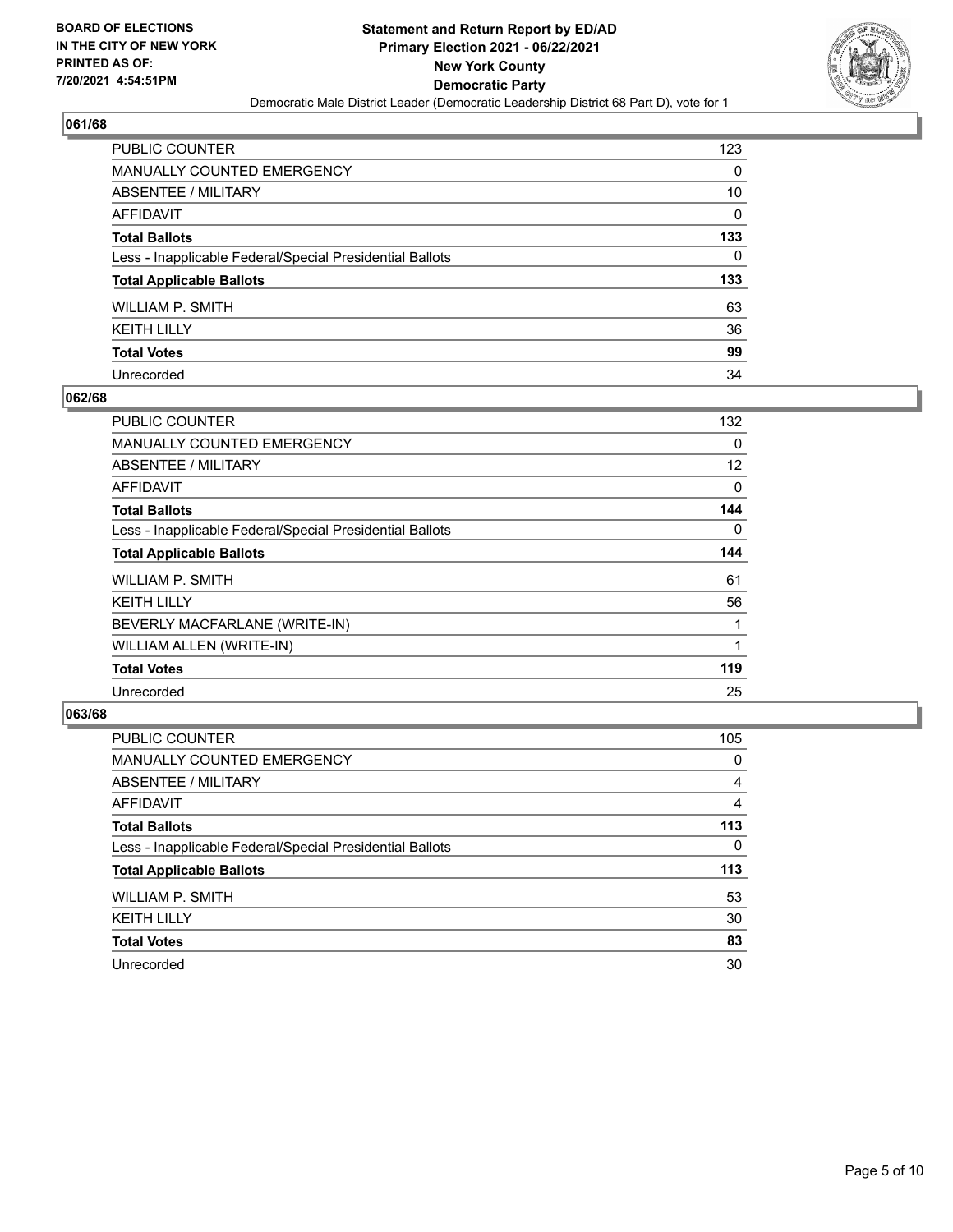**BOARD OF ELECTIONS IN THE CITY OF NEW YORK**
**PRINTED AS OF: 7/20/2021 4:54:51PM**

**Statement and Return Report by ED/AD**
**Primary Election 2021 - 06/22/2021**
**New York County**
**Democratic Party**
Democratic Male District Leader (Democratic Leadership District 68 Part D), vote for 1

## 061/68

| | |
|---|---|
| PUBLIC COUNTER | 123 |
| MANUALLY COUNTED EMERGENCY | 0 |
| ABSENTEE / MILITARY | 10 |
| AFFIDAVIT | 0 |
| **Total Ballots** | **133** |
| Less - Inapplicable Federal/Special Presidential Ballots | 0 |
| **Total Applicable Ballots** | **133** |
| WILLIAM P. SMITH | 63 |
| KEITH LILLY | 36 |
| **Total Votes** | **99** |
| Unrecorded | 34 |

## 062/68

| | |
|---|---|
| PUBLIC COUNTER | 132 |
| MANUALLY COUNTED EMERGENCY | 0 |
| ABSENTEE / MILITARY | 12 |
| AFFIDAVIT | 0 |
| **Total Ballots** | **144** |
| Less - Inapplicable Federal/Special Presidential Ballots | 0 |
| **Total Applicable Ballots** | **144** |
| WILLIAM P. SMITH | 61 |
| KEITH LILLY | 56 |
| BEVERLY MACFARLANE (WRITE-IN) | 1 |
| WILLIAM ALLEN (WRITE-IN) | 1 |
| **Total Votes** | **119** |
| Unrecorded | 25 |

## 063/68

| | |
|---|---|
| PUBLIC COUNTER | 105 |
| MANUALLY COUNTED EMERGENCY | 0 |
| ABSENTEE / MILITARY | 4 |
| AFFIDAVIT | 4 |
| **Total Ballots** | **113** |
| Less - Inapplicable Federal/Special Presidential Ballots | 0 |
| **Total Applicable Ballots** | **113** |
| WILLIAM P. SMITH | 53 |
| KEITH LILLY | 30 |
| **Total Votes** | **83** |
| Unrecorded | 30 |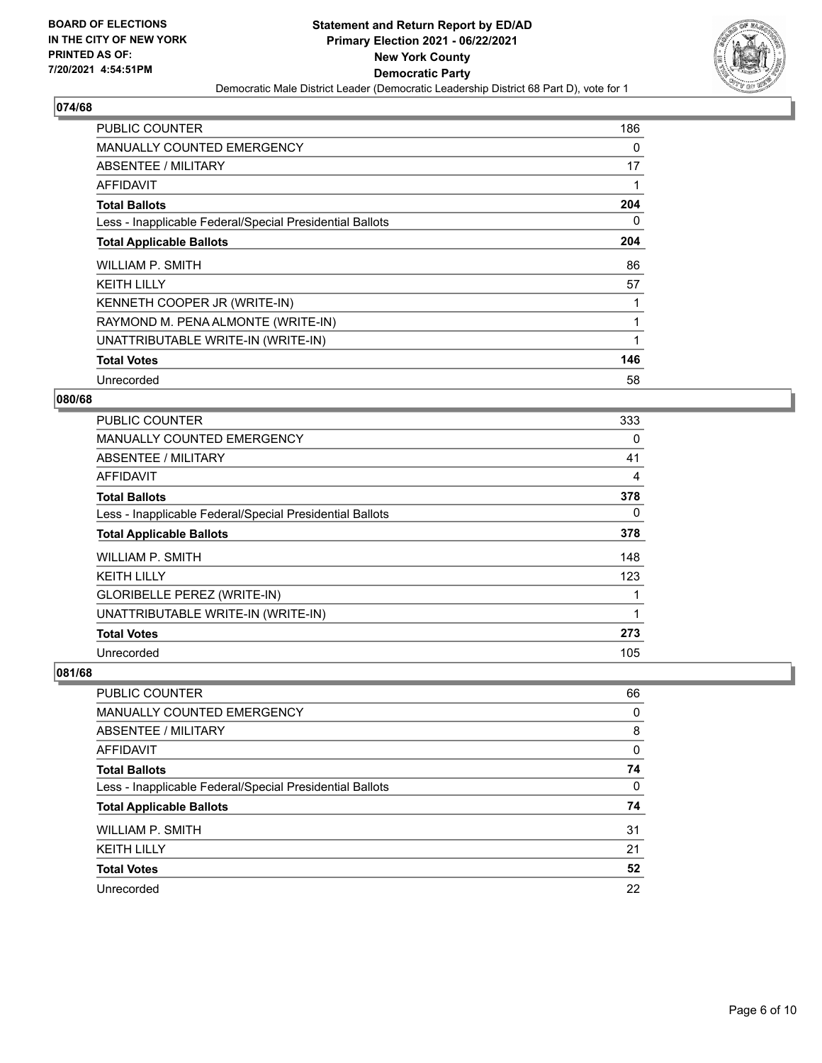**Statement and Return Report by ED/AD**
**Primary Election 2021 - 06/22/2021**
**New York County**
**Democratic Party**
Democratic Male District Leader (Democratic Leadership District 68 Part D), vote for 1

BOARD OF ELECTIONS IN THE CITY OF NEW YORK PRINTED AS OF: 7/20/2021 4:54:51PM

## 074/68

| | |
|---|---|
| PUBLIC COUNTER | 186 |
| MANUALLY COUNTED EMERGENCY | 0 |
| ABSENTEE / MILITARY | 17 |
| AFFIDAVIT | 1 |
| **Total Ballots** | **204** |
| Less - Inapplicable Federal/Special Presidential Ballots | 0 |
| **Total Applicable Ballots** | **204** |
| WILLIAM P. SMITH | 86 |
| KEITH LILLY | 57 |
| KENNETH COOPER JR (WRITE-IN) | 1 |
| RAYMOND M. PENA ALMONTE (WRITE-IN) | 1 |
| UNATTRIBUTABLE WRITE-IN (WRITE-IN) | 1 |
| **Total Votes** | **146** |
| Unrecorded | 58 |

## 080/68

| | |
|---|---|
| PUBLIC COUNTER | 333 |
| MANUALLY COUNTED EMERGENCY | 0 |
| ABSENTEE / MILITARY | 41 |
| AFFIDAVIT | 4 |
| **Total Ballots** | **378** |
| Less - Inapplicable Federal/Special Presidential Ballots | 0 |
| **Total Applicable Ballots** | **378** |
| WILLIAM P. SMITH | 148 |
| KEITH LILLY | 123 |
| GLORIBELLE PEREZ (WRITE-IN) | 1 |
| UNATTRIBUTABLE WRITE-IN (WRITE-IN) | 1 |
| **Total Votes** | **273** |
| Unrecorded | 105 |

## 081/68

| | |
|---|---|
| PUBLIC COUNTER | 66 |
| MANUALLY COUNTED EMERGENCY | 0 |
| ABSENTEE / MILITARY | 8 |
| AFFIDAVIT | 0 |
| **Total Ballots** | **74** |
| Less - Inapplicable Federal/Special Presidential Ballots | 0 |
| **Total Applicable Ballots** | **74** |
| WILLIAM P. SMITH | 31 |
| KEITH LILLY | 21 |
| **Total Votes** | **52** |
| Unrecorded | 22 |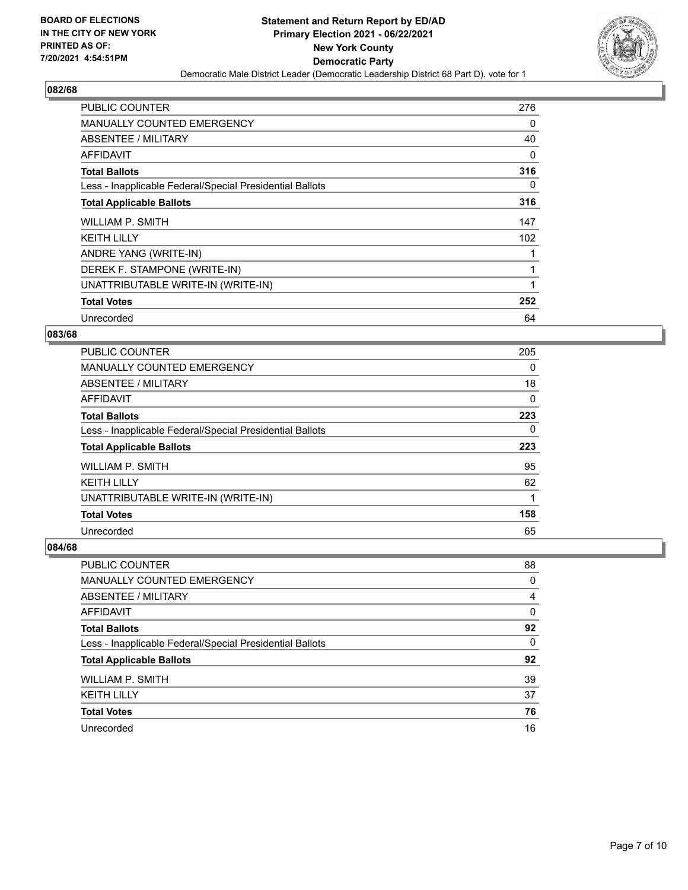**BOARD OF ELECTIONS IN THE CITY OF NEW YORK PRINTED AS OF: 7/20/2021 4:54:51PM**

**Statement and Return Report by ED/AD**
**Primary Election 2021 - 06/22/2021**
**New York County**
**Democratic Party**
Democratic Male District Leader (Democratic Leadership District 68 Part D), vote for 1

## 082/68

| | |
|---|---|
| PUBLIC COUNTER | 276 |
| MANUALLY COUNTED EMERGENCY | 0 |
| ABSENTEE / MILITARY | 40 |
| AFFIDAVIT | 0 |
| **Total Ballots** | **316** |
| Less - Inapplicable Federal/Special Presidential Ballots | 0 |
| **Total Applicable Ballots** | **316** |
| WILLIAM P. SMITH | 147 |
| KEITH LILLY | 102 |
| ANDRE YANG (WRITE-IN) | 1 |
| DEREK F. STAMPONE (WRITE-IN) | 1 |
| UNATTRIBUTABLE WRITE-IN (WRITE-IN) | 1 |
| **Total Votes** | **252** |
| Unrecorded | 64 |

## 083/68

| | |
|---|---|
| PUBLIC COUNTER | 205 |
| MANUALLY COUNTED EMERGENCY | 0 |
| ABSENTEE / MILITARY | 18 |
| AFFIDAVIT | 0 |
| **Total Ballots** | **223** |
| Less - Inapplicable Federal/Special Presidential Ballots | 0 |
| **Total Applicable Ballots** | **223** |
| WILLIAM P. SMITH | 95 |
| KEITH LILLY | 62 |
| UNATTRIBUTABLE WRITE-IN (WRITE-IN) | 1 |
| **Total Votes** | **158** |
| Unrecorded | 65 |

## 084/68

| | |
|---|---|
| PUBLIC COUNTER | 88 |
| MANUALLY COUNTED EMERGENCY | 0 |
| ABSENTEE / MILITARY | 4 |
| AFFIDAVIT | 0 |
| **Total Ballots** | **92** |
| Less - Inapplicable Federal/Special Presidential Ballots | 0 |
| **Total Applicable Ballots** | **92** |
| WILLIAM P. SMITH | 39 |
| KEITH LILLY | 37 |
| **Total Votes** | **76** |
| Unrecorded | 16 |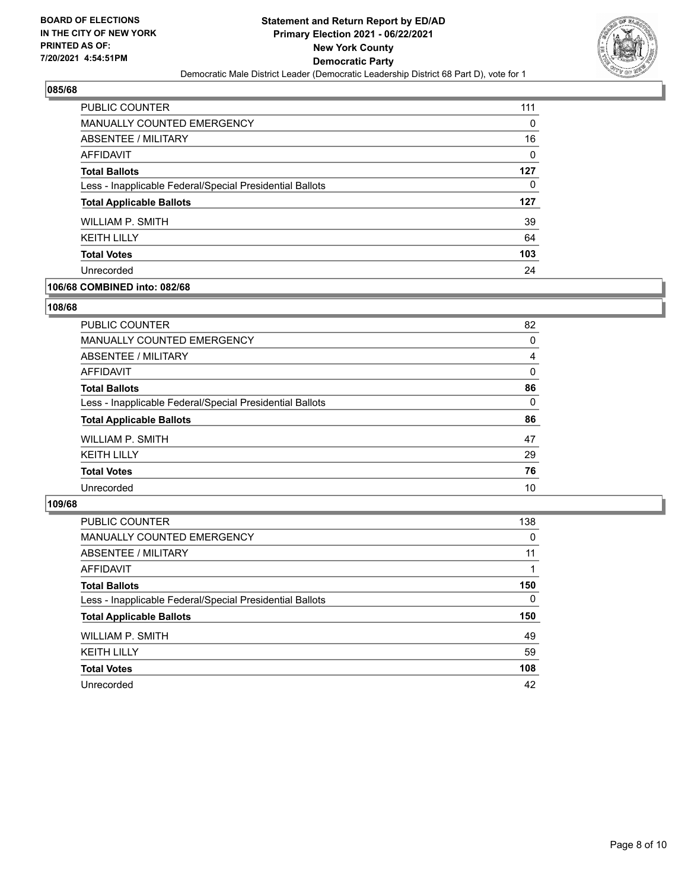## 085/68

| | |
|---|---|
| PUBLIC COUNTER | 111 |
| MANUALLY COUNTED EMERGENCY | 0 |
| ABSENTEE / MILITARY | 16 |
| AFFIDAVIT | 0 |
| **Total Ballots** | **127** |
| Less - Inapplicable Federal/Special Presidential Ballots | 0 |
| **Total Applicable Ballots** | **127** |
| WILLIAM P. SMITH | 39 |
| KEITH LILLY | 64 |
| **Total Votes** | **103** |
| Unrecorded | 24 |

## 106/68 COMBINED into: 082/68

## 108/68

| | |
|---|---|
| PUBLIC COUNTER | 82 |
| MANUALLY COUNTED EMERGENCY | 0 |
| ABSENTEE / MILITARY | 4 |
| AFFIDAVIT | 0 |
| **Total Ballots** | **86** |
| Less - Inapplicable Federal/Special Presidential Ballots | 0 |
| **Total Applicable Ballots** | **86** |
| WILLIAM P. SMITH | 47 |
| KEITH LILLY | 29 |
| **Total Votes** | **76** |
| Unrecorded | 10 |

## 109/68

| | |
|---|---|
| PUBLIC COUNTER | 138 |
| MANUALLY COUNTED EMERGENCY | 0 |
| ABSENTEE / MILITARY | 11 |
| AFFIDAVIT | 1 |
| **Total Ballots** | **150** |
| Less - Inapplicable Federal/Special Presidential Ballots | 0 |
| **Total Applicable Ballots** | **150** |
| WILLIAM P. SMITH | 49 |
| KEITH LILLY | 59 |
| **Total Votes** | **108** |
| Unrecorded | 42 |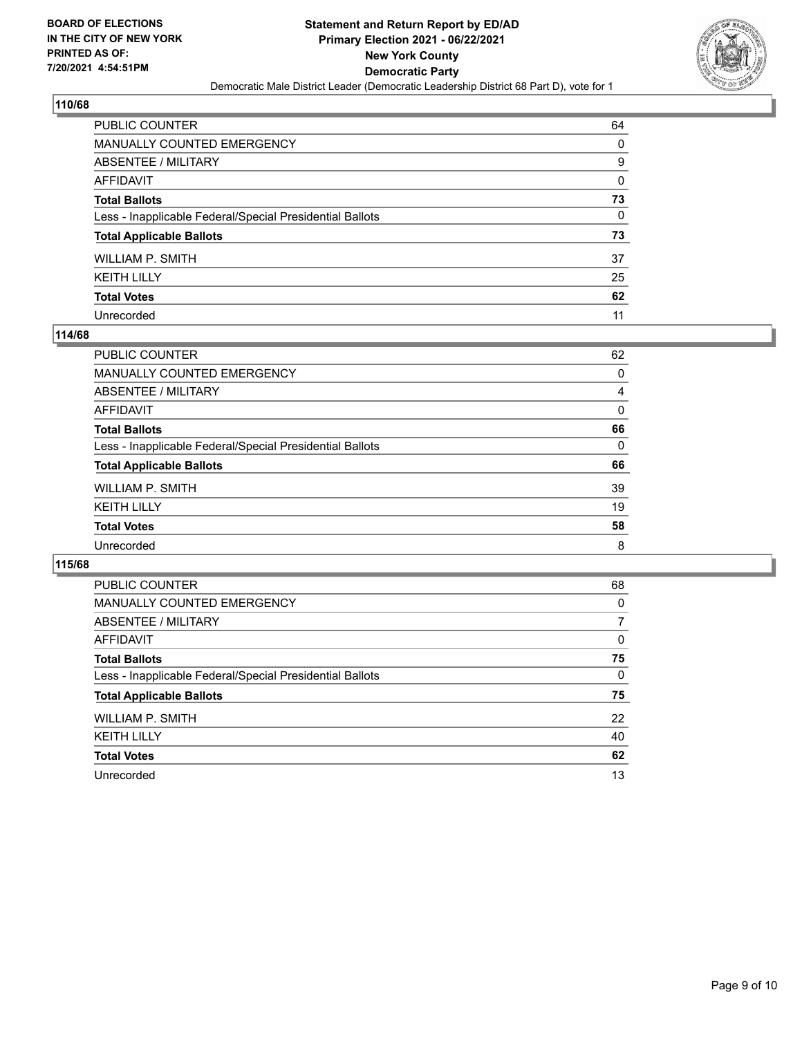## 110/68

| | |
|---|---|
| PUBLIC COUNTER | 64 |
| MANUALLY COUNTED EMERGENCY | 0 |
| ABSENTEE / MILITARY | 9 |
| AFFIDAVIT | 0 |
| **Total Ballots** | **73** |
| Less - Inapplicable Federal/Special Presidential Ballots | 0 |
| **Total Applicable Ballots** | **73** |
| WILLIAM P. SMITH | 37 |
| KEITH LILLY | 25 |
| **Total Votes** | **62** |
| Unrecorded | 11 |

## 114/68

| | |
|---|---|
| PUBLIC COUNTER | 62 |
| MANUALLY COUNTED EMERGENCY | 0 |
| ABSENTEE / MILITARY | 4 |
| AFFIDAVIT | 0 |
| **Total Ballots** | **66** |
| Less - Inapplicable Federal/Special Presidential Ballots | 0 |
| **Total Applicable Ballots** | **66** |
| WILLIAM P. SMITH | 39 |
| KEITH LILLY | 19 |
| **Total Votes** | **58** |
| Unrecorded | 8 |

## 115/68

| | |
|---|---|
| PUBLIC COUNTER | 68 |
| MANUALLY COUNTED EMERGENCY | 0 |
| ABSENTEE / MILITARY | 7 |
| AFFIDAVIT | 0 |
| **Total Ballots** | **75** |
| Less - Inapplicable Federal/Special Presidential Ballots | 0 |
| **Total Applicable Ballots** | **75** |
| WILLIAM P. SMITH | 22 |
| KEITH LILLY | 40 |
| **Total Votes** | **62** |
| Unrecorded | 13 |